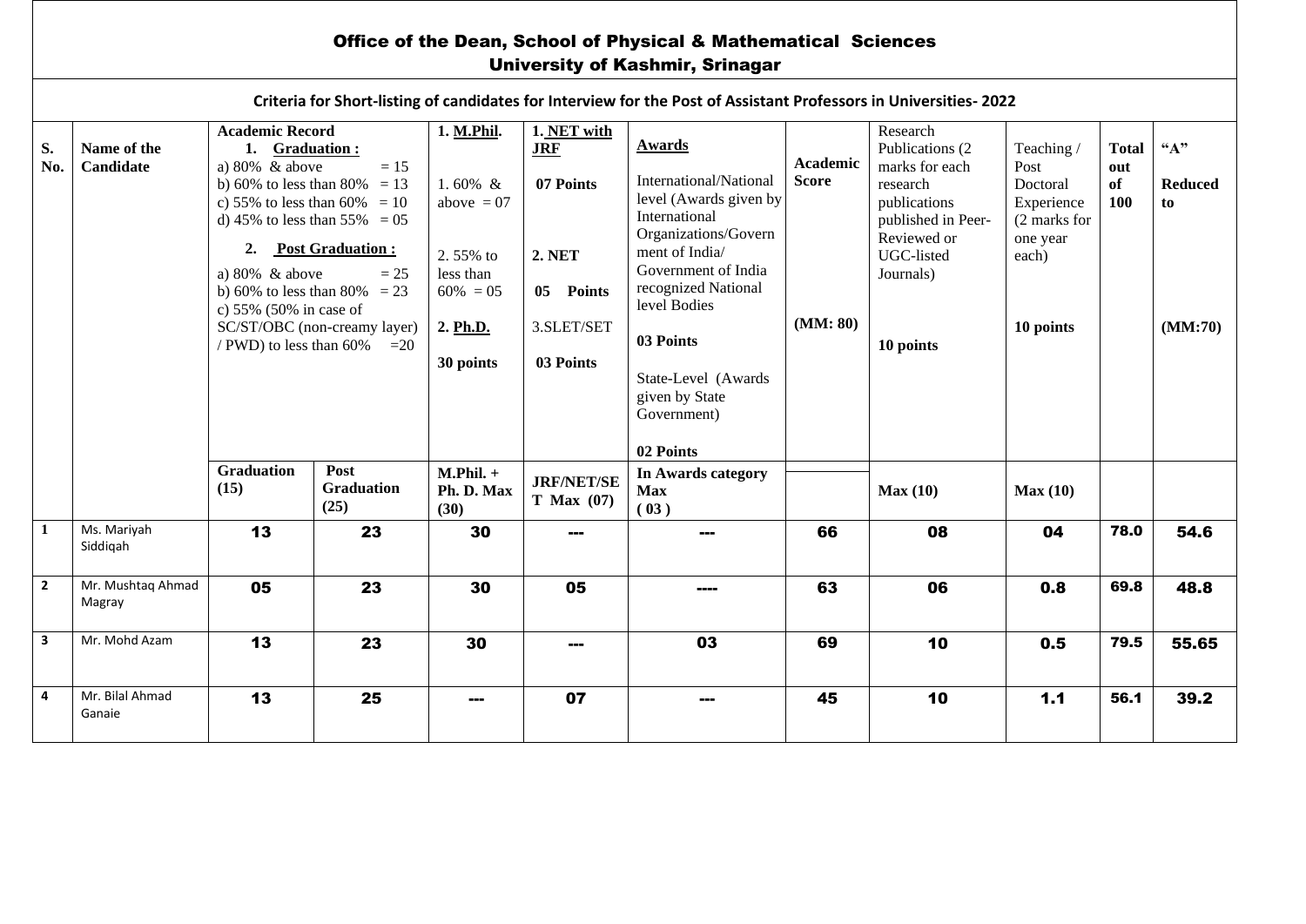# Office of the Dean, School of Physical & Mathematical Sciences

## University of Kashmir, Srinagar

**Criteria for Short-listing of candidates for Interview for the Post of Assistant Professors in Universities- 2022**

| S. No. | Name of the Candidate | **Academic Record**<br>1. **Graduation :**<br>a) 80% & above = 15<br>b) 60% to less than 80% = 13<br>c) 55% to less than 60% = 10<br>d) 45% to less than 55% = 05<br>2. **Post Graduation :**<br>a) 80% & above = 25<br>b) 60% to less than 80% = 23<br>c) 55% (50% in case of SC/ST/OBC (non-creamy layer) / PWD) to less than 60% =20 | | **1. M.Phil.**<br>1. 60% & above = 07<br>2. 55% to less than 60% = 05<br>**2. Ph.D.**<br>**30 points** | **1. NET with JRF**<br>**07 Points**<br>**2. NET**<br>**05 Points**<br>3.SLET/SET<br>**03 Points** | **Awards**<br>International/National level (Awards given by International Organizations/Government of India/ Government of India recognized National level Bodies<br>**03 Points**<br>State-Level (Awards given by State Government)<br>**02 Points** | **Academic Score**<br>**(MM: 80)** | Research Publications (2 marks for each research publications published in Peer-Reviewed or UGC-listed Journals)<br>**10 points** | Teaching / Post Doctoral Experience (2 marks for one year each)<br>**10 points** | **Total out of 100** | **"A" Reduced to**<br>**(MM:70)** |
|---|---|---|---|---|---|---|---|---|---|---|---|
| | | **Graduation (15)** | **Post Graduation (25)** | **M.Phil. + Ph. D. Max (30)** | **JRF/NET/SET Max (07)** | **In Awards category Max (03)** | | **Max (10)** | **Max (10)** | | |
| 1 | Ms. Mariyah Siddiqah | 13 | 23 | 30 | --- | --- | 66 | 08 | 04 | 78.0 | 54.6 |
| 2 | Mr. Mushtaq Ahmad Magray | 05 | 23 | 30 | 05 | ---- | 63 | 06 | 0.8 | 69.8 | 48.8 |
| 3 | Mr. Mohd Azam | 13 | 23 | 30 | --- | 03 | 69 | 10 | 0.5 | 79.5 | 55.65 |
| 4 | Mr. Bilal Ahmad Ganaie | 13 | 25 | --- | 07 | --- | 45 | 10 | 1.1 | 56.1 | 39.2 |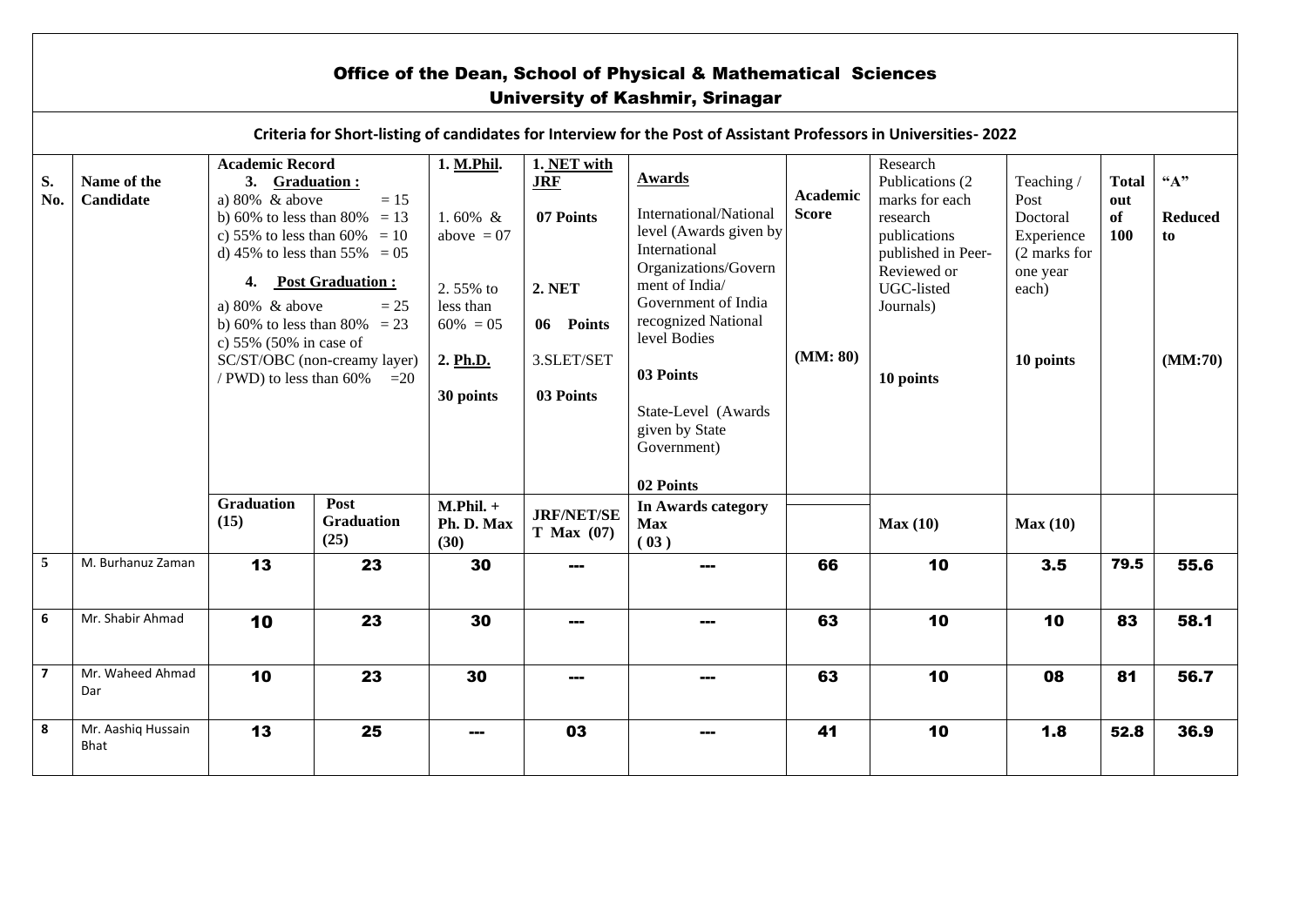# Office of the Dean, School of Physical & Mathematical Sciences

## University of Kashmir, Srinagar

**Criteria for Short-listing of candidates for Interview for the Post of Assistant Professors in Universities- 2022**

| S. No. | Name of the Candidate | Academic Record 3. Graduation : a) 80% & above = 15 b) 60% to less than 80% = 13 c) 55% to less than 60% = 10 d) 45% to less than 55% = 05 4. Post Graduation : a) 80% & above = 25 b) 60% to less than 80% = 23 c) 55% (50% in case of SC/ST/OBC (non-creamy layer) / PWD) to less than 60% =20 | | 1. M.Phil. 1. 60% & above = 07 2. 55% to less than 60% = 05 2. Ph.D. 30 points | 1. NET with JRF 07 Points 2. NET 06 Points 3.SLET/SET 03 Points | Awards International/National level (Awards given by International Organizations/Government of India/ Government of India recognized National level Bodies 03 Points State-Level (Awards given by State Government) 02 Points | Academic Score (MM: 80) | Research Publications (2 marks for each research publications published in Peer-Reviewed or UGC-listed Journals) 10 points | Teaching / Post Doctoral Experience (2 marks for one year each) 10 points | Total out of 100 | "A" Reduced to (MM:70) |
|---|---|---|---|---|---|---|---|---|---|---|---|
| | | Graduation (15) | Post Graduation (25) | M.Phil. + Ph. D. Max (30) | JRF/NET/SET Max (07) | In Awards category Max (03) | | Max (10) | Max (10) | | |
| 5 | M. Burhanuz Zaman | 13 | 23 | 30 | --- | --- | 66 | 10 | 3.5 | 79.5 | 55.6 |
| 6 | Mr. Shabir Ahmad | 10 | 23 | 30 | --- | --- | 63 | 10 | 10 | 83 | 58.1 |
| 7 | Mr. Waheed Ahmad Dar | 10 | 23 | 30 | --- | --- | 63 | 10 | 08 | 81 | 56.7 |
| 8 | Mr. Aashiq Hussain Bhat | 13 | 25 | --- | 03 | --- | 41 | 10 | 1.8 | 52.8 | 36.9 |